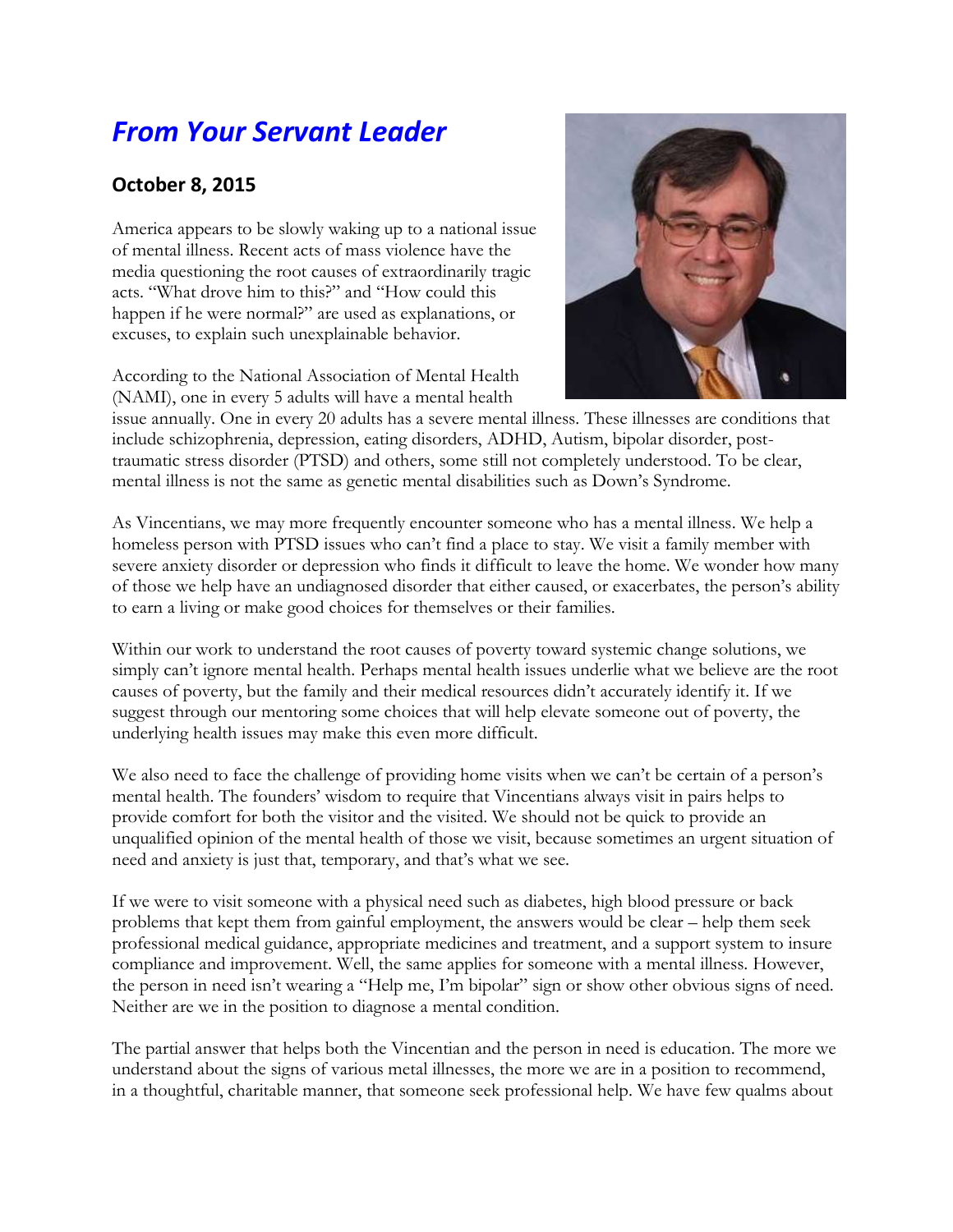# *From Your Servant Leader*

## October 8, 2015

America appears to be slowly waking up to a national issue of mental illness. Recent acts of mass violence have the media questioning the root causes of extraordinarily tragic acts. "What drove him to this?" and "How could this happen if he were normal?" are used as explanations, or excuses, to explain such unexplainable behavior.

According to the National Association of Mental Health (NAMI), one in every 5 adults will have a mental health issue annually. One in every 20 adults has a severe mental illness. These illnesses are conditions that include schizophrenia, depression, eating disorders, ADHD, Autism, bipolar disorder, post-traumatic stress disorder (PTSD) and others, some still not completely understood. To be clear, mental illness is not the same as genetic mental disabilities such as Down's Syndrome.

As Vincentians, we may more frequently encounter someone who has a mental illness. We help a homeless person with PTSD issues who can't find a place to stay. We visit a family member with severe anxiety disorder or depression who finds it difficult to leave the home. We wonder how many of those we help have an undiagnosed disorder that either caused, or exacerbates, the person's ability to earn a living or make good choices for themselves or their families.

Within our work to understand the root causes of poverty toward systemic change solutions, we simply can't ignore mental health. Perhaps mental health issues underlie what we believe are the root causes of poverty, but the family and their medical resources didn't accurately identify it. If we suggest through our mentoring some choices that will help elevate someone out of poverty, the underlying health issues may make this even more difficult.

We also need to face the challenge of providing home visits when we can't be certain of a person's mental health. The founders' wisdom to require that Vincentians always visit in pairs helps to provide comfort for both the visitor and the visited. We should not be quick to provide an unqualified opinion of the mental health of those we visit, because sometimes an urgent situation of need and anxiety is just that, temporary, and that's what we see.

If we were to visit someone with a physical need such as diabetes, high blood pressure or back problems that kept them from gainful employment, the answers would be clear – help them seek professional medical guidance, appropriate medicines and treatment, and a support system to insure compliance and improvement. Well, the same applies for someone with a mental illness. However, the person in need isn't wearing a "Help me, I'm bipolar" sign or show other obvious signs of need. Neither are we in the position to diagnose a mental condition.

The partial answer that helps both the Vincentian and the person in need is education. The more we understand about the signs of various metal illnesses, the more we are in a position to recommend, in a thoughtful, charitable manner, that someone seek professional help. We have few qualms about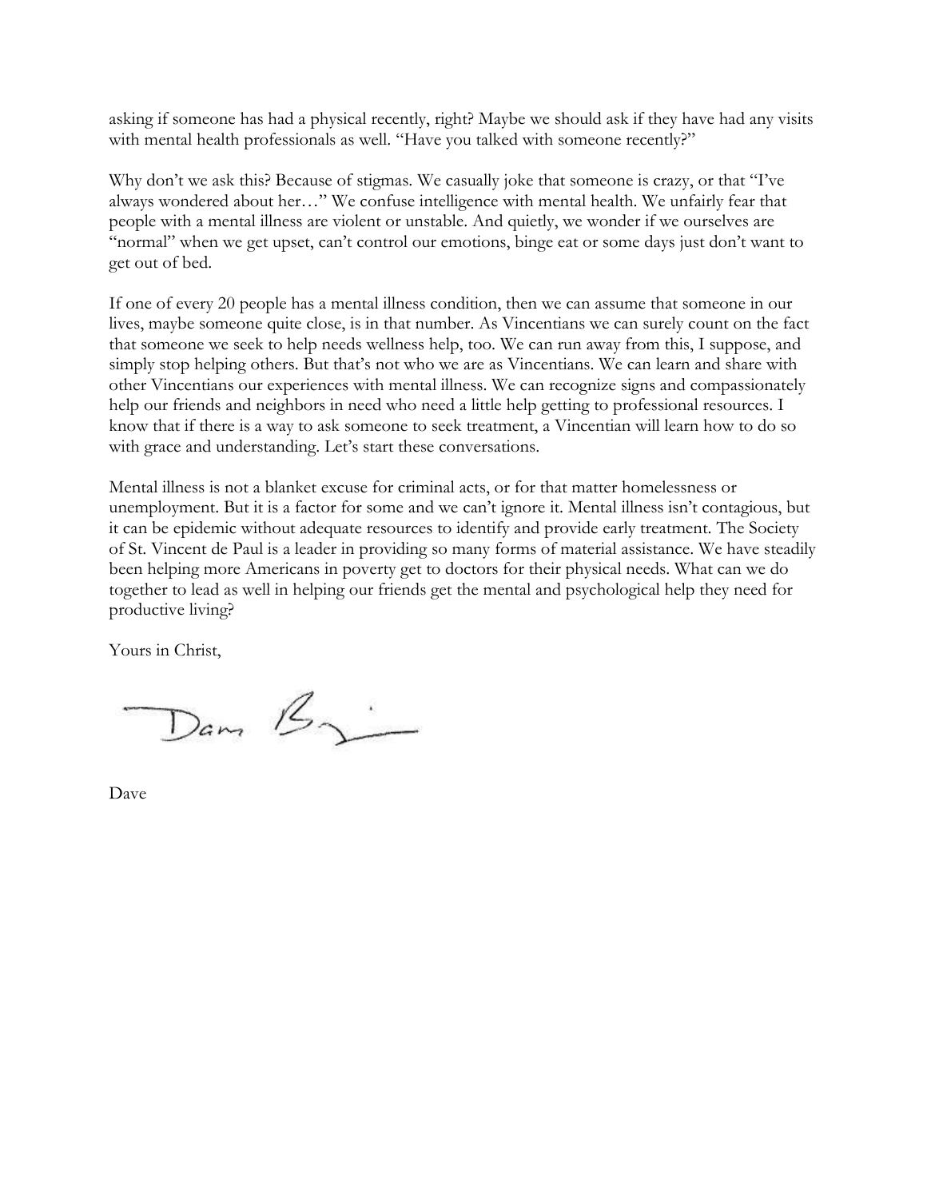asking if someone has had a physical recently, right? Maybe we should ask if they have had any visits with mental health professionals as well. "Have you talked with someone recently?"

Why don't we ask this? Because of stigmas. We casually joke that someone is crazy, or that "I've always wondered about her…" We confuse intelligence with mental health. We unfairly fear that people with a mental illness are violent or unstable. And quietly, we wonder if we ourselves are "normal" when we get upset, can't control our emotions, binge eat or some days just don't want to get out of bed.

If one of every 20 people has a mental illness condition, then we can assume that someone in our lives, maybe someone quite close, is in that number. As Vincentians we can surely count on the fact that someone we seek to help needs wellness help, too. We can run away from this, I suppose, and simply stop helping others. But that's not who we are as Vincentians. We can learn and share with other Vincentians our experiences with mental illness. We can recognize signs and compassionately help our friends and neighbors in need who need a little help getting to professional resources. I know that if there is a way to ask someone to seek treatment, a Vincentian will learn how to do so with grace and understanding. Let's start these conversations.

Mental illness is not a blanket excuse for criminal acts, or for that matter homelessness or unemployment. But it is a factor for some and we can't ignore it. Mental illness isn't contagious, but it can be epidemic without adequate resources to identify and provide early treatment. The Society of St. Vincent de Paul is a leader in providing so many forms of material assistance. We have steadily been helping more Americans in poverty get to doctors for their physical needs. What can we do together to lead as well in helping our friends get the mental and psychological help they need for productive living?

Yours in Christ,

Dave